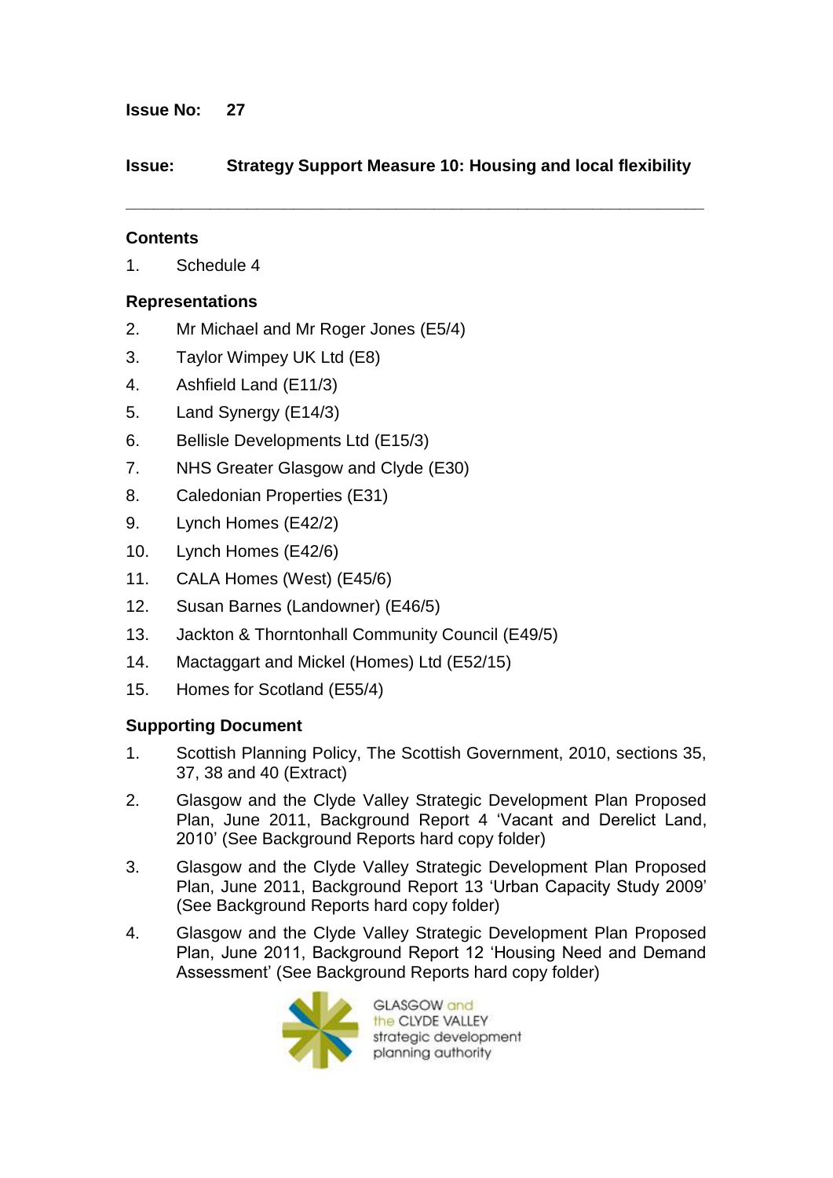**Issue No: 27**

**Issue: Strategy Support Measure 10: Housing and local flexibility**

---

### Contents

1. Schedule 4

### Representations

2. Mr Michael and Mr Roger Jones (E5/4)
3. Taylor Wimpey UK Ltd (E8)
4. Ashfield Land (E11/3)
5. Land Synergy (E14/3)
6. Bellisle Developments Ltd (E15/3)
7. NHS Greater Glasgow and Clyde (E30)
8. Caledonian Properties (E31)
9. Lynch Homes (E42/2)
10. Lynch Homes (E42/6)
11. CALA Homes (West) (E45/6)
12. Susan Barnes (Landowner) (E46/5)
13. Jackton & Thorntonhall Community Council (E49/5)
14. Mactaggart and Mickel (Homes) Ltd (E52/15)
15. Homes for Scotland (E55/4)

### Supporting Document

1. Scottish Planning Policy, The Scottish Government, 2010, sections 35, 37, 38 and 40 (Extract)
2. Glasgow and the Clyde Valley Strategic Development Plan Proposed Plan, June 2011, Background Report 4 'Vacant and Derelict Land, 2010' (See Background Reports hard copy folder)
3. Glasgow and the Clyde Valley Strategic Development Plan Proposed Plan, June 2011, Background Report 13 'Urban Capacity Study 2009' (See Background Reports hard copy folder)
4. Glasgow and the Clyde Valley Strategic Development Plan Proposed Plan, June 2011, Background Report 12 'Housing Need and Demand Assessment' (See Background Reports hard copy folder)

GLASGOW and the CLYDE VALLEY strategic development planning authority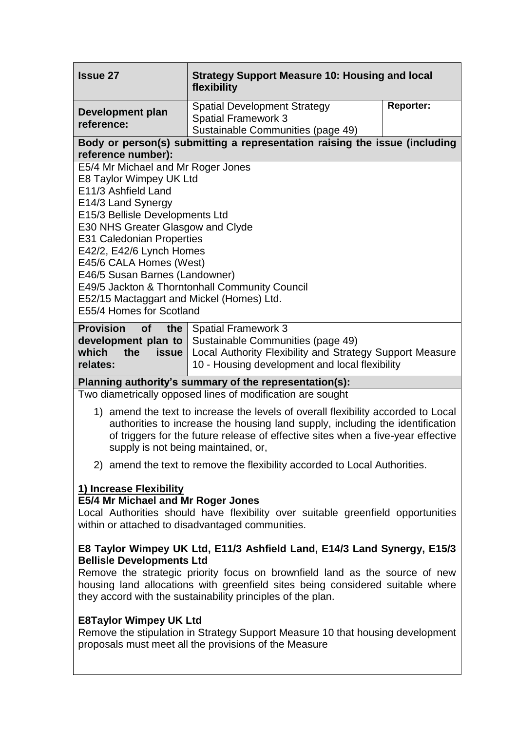| **Issue 27** | **Strategy Support Measure 10: Housing and local flexibility** | |
|---|---|---|
| **Development plan reference:** | Spatial Development Strategy<br>Spatial Framework 3<br>Sustainable Communities (page 49) | **Reporter:** |

**Body or person(s) submitting a representation raising the issue (including reference number):**

E5/4 Mr Michael and Mr Roger Jones
E8 Taylor Wimpey UK Ltd
E11/3 Ashfield Land
E14/3 Land Synergy
E15/3 Bellisle Developments Ltd
E30 NHS Greater Glasgow and Clyde
E31 Caledonian Properties
E42/2, E42/6 Lynch Homes
E45/6 CALA Homes (West)
E46/5 Susan Barnes (Landowner)
E49/5 Jackton & Thorntonhall Community Council
E52/15 Mactaggart and Mickel (Homes) Ltd.
E55/4 Homes for Scotland

| **Provision of the development plan to which the issue relates:** | Spatial Framework 3<br>Sustainable Communities (page 49)<br>Local Authority Flexibility and Strategy Support Measure 10 - Housing development and local flexibility |
|---|---|

**Planning authority's summary of the representation(s):**

Two diametrically opposed lines of modification are sought

1) amend the text to increase the levels of overall flexibility accorded to Local authorities to increase the housing land supply, including the identification of triggers for the future release of effective sites when a five-year effective supply is not being maintained, or,

2) amend the text to remove the flexibility accorded to Local Authorities.

**1) Increase Flexibility**

**E5/4 Mr Michael and Mr Roger Jones**

Local Authorities should have flexibility over suitable greenfield opportunities within or attached to disadvantaged communities.

**E8 Taylor Wimpey UK Ltd, E11/3 Ashfield Land, E14/3 Land Synergy, E15/3 Bellisle Developments Ltd**

Remove the strategic priority focus on brownfield land as the source of new housing land allocations with greenfield sites being considered suitable where they accord with the sustainability principles of the plan.

**E8Taylor Wimpey UK Ltd**

Remove the stipulation in Strategy Support Measure 10 that housing development proposals must meet all the provisions of the Measure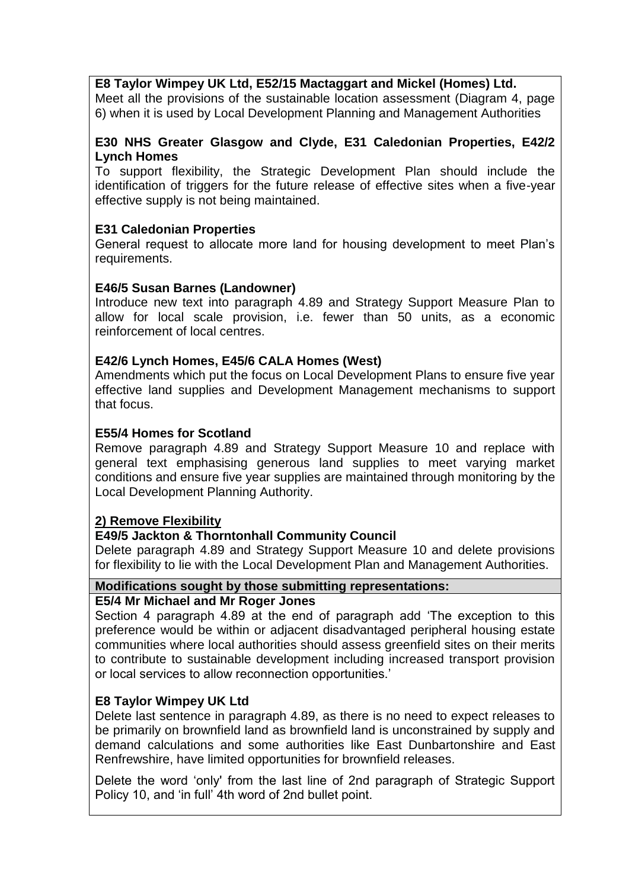**E8 Taylor Wimpey UK Ltd, E52/15 Mactaggart and Mickel (Homes) Ltd.**
Meet all the provisions of the sustainable location assessment (Diagram 4, page 6) when it is used by Local Development Planning and Management Authorities

**E30 NHS Greater Glasgow and Clyde, E31 Caledonian Properties, E42/2 Lynch Homes**
To support flexibility, the Strategic Development Plan should include the identification of triggers for the future release of effective sites when a five-year effective supply is not being maintained.

**E31 Caledonian Properties**
General request to allocate more land for housing development to meet Plan's requirements.

**E46/5 Susan Barnes (Landowner)**
Introduce new text into paragraph 4.89 and Strategy Support Measure Plan to allow for local scale provision, i.e. fewer than 50 units, as a economic reinforcement of local centres.

**E42/6 Lynch Homes, E45/6 CALA Homes (West)**
Amendments which put the focus on Local Development Plans to ensure five year effective land supplies and Development Management mechanisms to support that focus.

**E55/4 Homes for Scotland**
Remove paragraph 4.89 and Strategy Support Measure 10 and replace with general text emphasising generous land supplies to meet varying market conditions and ensure five year supplies are maintained through monitoring by the Local Development Planning Authority.

**2) Remove Flexibility**

**E49/5 Jackton & Thorntonhall Community Council**
Delete paragraph 4.89 and Strategy Support Measure 10 and delete provisions for flexibility to lie with the Local Development Plan and Management Authorities.

**Modifications sought by those submitting representations:**

**E5/4 Mr Michael and Mr Roger Jones**
Section 4 paragraph 4.89 at the end of paragraph add 'The exception to this preference would be within or adjacent disadvantaged peripheral housing estate communities where local authorities should assess greenfield sites on their merits to contribute to sustainable development including increased transport provision or local services to allow reconnection opportunities.'

**E8 Taylor Wimpey UK Ltd**
Delete last sentence in paragraph 4.89, as there is no need to expect releases to be primarily on brownfield land as brownfield land is unconstrained by supply and demand calculations and some authorities like East Dunbartonshire and East Renfrewshire, have limited opportunities for brownfield releases.

Delete the word 'only' from the last line of 2nd paragraph of Strategic Support Policy 10, and 'in full' 4th word of 2nd bullet point.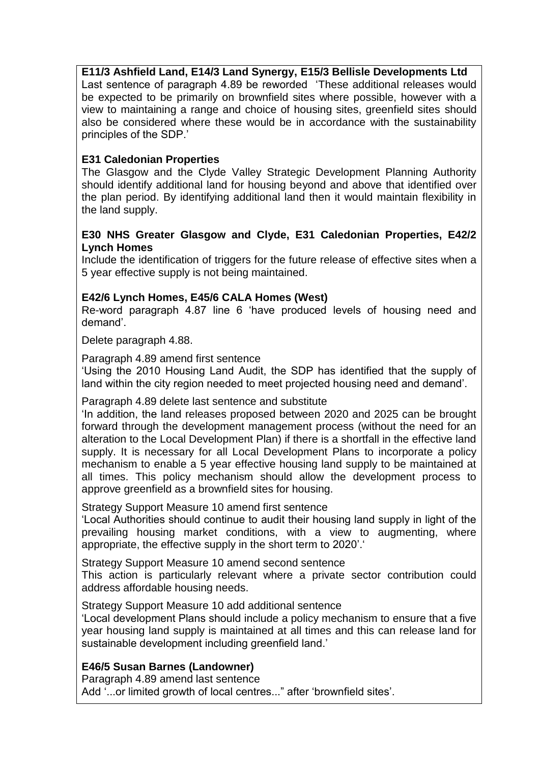**E11/3 Ashfield Land, E14/3 Land Synergy, E15/3 Bellisle Developments Ltd**
Last sentence of paragraph 4.89 be reworded 'These additional releases would be expected to be primarily on brownfield sites where possible, however with a view to maintaining a range and choice of housing sites, greenfield sites should also be considered where these would be in accordance with the sustainability principles of the SDP.'

**E31 Caledonian Properties**
The Glasgow and the Clyde Valley Strategic Development Planning Authority should identify additional land for housing beyond and above that identified over the plan period. By identifying additional land then it would maintain flexibility in the land supply.

**E30 NHS Greater Glasgow and Clyde, E31 Caledonian Properties, E42/2 Lynch Homes**
Include the identification of triggers for the future release of effective sites when a 5 year effective supply is not being maintained.

**E42/6 Lynch Homes, E45/6 CALA Homes (West)**
Re-word paragraph 4.87 line 6 'have produced levels of housing need and demand'.

Delete paragraph 4.88.

Paragraph 4.89 amend first sentence
'Using the 2010 Housing Land Audit, the SDP has identified that the supply of land within the city region needed to meet projected housing need and demand'.

Paragraph 4.89 delete last sentence and substitute
'In addition, the land releases proposed between 2020 and 2025 can be brought forward through the development management process (without the need for an alteration to the Local Development Plan) if there is a shortfall in the effective land supply. It is necessary for all Local Development Plans to incorporate a policy mechanism to enable a 5 year effective housing land supply to be maintained at all times. This policy mechanism should allow the development process to approve greenfield as a brownfield sites for housing.

Strategy Support Measure 10 amend first sentence
'Local Authorities should continue to audit their housing land supply in light of the prevailing housing market conditions, with a view to augmenting, where appropriate, the effective supply in the short term to 2020'.'

Strategy Support Measure 10 amend second sentence
This action is particularly relevant where a private sector contribution could address affordable housing needs.

Strategy Support Measure 10 add additional sentence
'Local development Plans should include a policy mechanism to ensure that a five year housing land supply is maintained at all times and this can release land for sustainable development including greenfield land.'

**E46/5 Susan Barnes (Landowner)**
Paragraph 4.89 amend last sentence
Add '...or limited growth of local centres..." after 'brownfield sites'.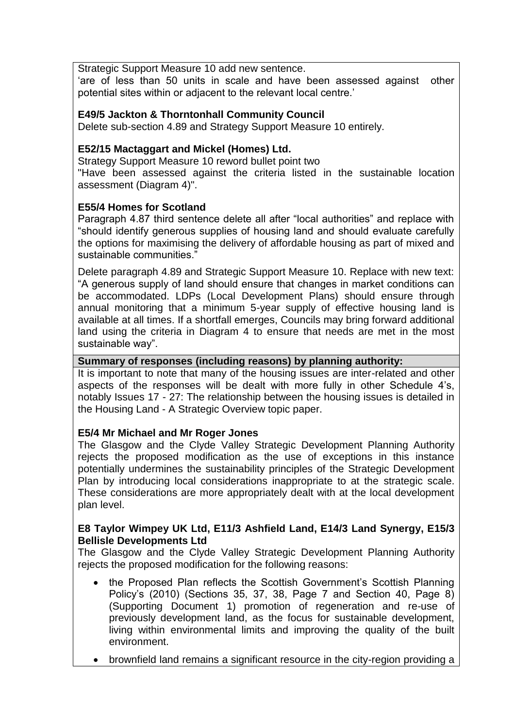Strategic Support Measure 10 add new sentence.

'are of less than 50 units in scale and have been assessed against other potential sites within or adjacent to the relevant local centre.'

**E49/5 Jackton & Thorntonhall Community Council**

Delete sub-section 4.89 and Strategy Support Measure 10 entirely.

**E52/15 Mactaggart and Mickel (Homes) Ltd.**

Strategy Support Measure 10 reword bullet point two

"Have been assessed against the criteria listed in the sustainable location assessment (Diagram 4)".

**E55/4 Homes for Scotland**

Paragraph 4.87 third sentence delete all after "local authorities" and replace with "should identify generous supplies of housing land and should evaluate carefully the options for maximising the delivery of affordable housing as part of mixed and sustainable communities."

Delete paragraph 4.89 and Strategic Support Measure 10. Replace with new text: "A generous supply of land should ensure that changes in market conditions can be accommodated. LDPs (Local Development Plans) should ensure through annual monitoring that a minimum 5-year supply of effective housing land is available at all times. If a shortfall emerges, Councils may bring forward additional land using the criteria in Diagram 4 to ensure that needs are met in the most sustainable way".

**Summary of responses (including reasons) by planning authority:**

It is important to note that many of the housing issues are inter-related and other aspects of the responses will be dealt with more fully in other Schedule 4's, notably Issues 17 - 27: The relationship between the housing issues is detailed in the Housing Land - A Strategic Overview topic paper.

**E5/4 Mr Michael and Mr Roger Jones**

The Glasgow and the Clyde Valley Strategic Development Planning Authority rejects the proposed modification as the use of exceptions in this instance potentially undermines the sustainability principles of the Strategic Development Plan by introducing local considerations inappropriate to at the strategic scale. These considerations are more appropriately dealt with at the local development plan level.

**E8 Taylor Wimpey UK Ltd, E11/3 Ashfield Land, E14/3 Land Synergy, E15/3 Bellisle Developments Ltd**

The Glasgow and the Clyde Valley Strategic Development Planning Authority rejects the proposed modification for the following reasons:

- the Proposed Plan reflects the Scottish Government's Scottish Planning Policy's (2010) (Sections 35, 37, 38, Page 7 and Section 40, Page 8) (Supporting Document 1) promotion of regeneration and re-use of previously development land, as the focus for sustainable development, living within environmental limits and improving the quality of the built environment.
- brownfield land remains a significant resource in the city-region providing a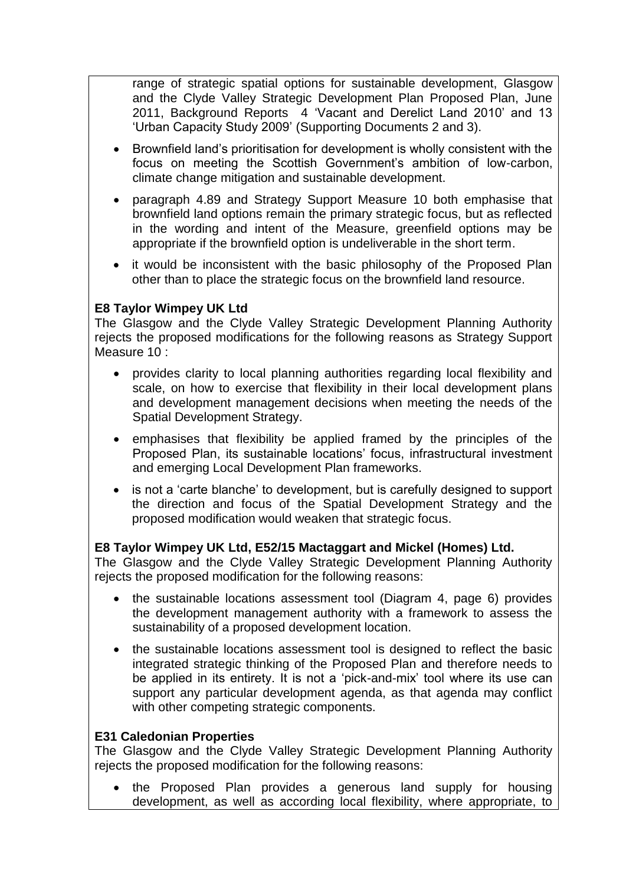range of strategic spatial options for sustainable development, Glasgow and the Clyde Valley Strategic Development Plan Proposed Plan, June 2011, Background Reports 4 'Vacant and Derelict Land 2010' and 13 'Urban Capacity Study 2009' (Supporting Documents 2 and 3).

- Brownfield land's prioritisation for development is wholly consistent with the focus on meeting the Scottish Government's ambition of low-carbon, climate change mitigation and sustainable development.
- paragraph 4.89 and Strategy Support Measure 10 both emphasise that brownfield land options remain the primary strategic focus, but as reflected in the wording and intent of the Measure, greenfield options may be appropriate if the brownfield option is undeliverable in the short term.
- it would be inconsistent with the basic philosophy of the Proposed Plan other than to place the strategic focus on the brownfield land resource.

**E8 Taylor Wimpey UK Ltd**

The Glasgow and the Clyde Valley Strategic Development Planning Authority rejects the proposed modifications for the following reasons as Strategy Support Measure 10 :

- provides clarity to local planning authorities regarding local flexibility and scale, on how to exercise that flexibility in their local development plans and development management decisions when meeting the needs of the Spatial Development Strategy.
- emphasises that flexibility be applied framed by the principles of the Proposed Plan, its sustainable locations' focus, infrastructural investment and emerging Local Development Plan frameworks.
- is not a 'carte blanche' to development, but is carefully designed to support the direction and focus of the Spatial Development Strategy and the proposed modification would weaken that strategic focus.

**E8 Taylor Wimpey UK Ltd, E52/15 Mactaggart and Mickel (Homes) Ltd.**

The Glasgow and the Clyde Valley Strategic Development Planning Authority rejects the proposed modification for the following reasons:

- the sustainable locations assessment tool (Diagram 4, page 6) provides the development management authority with a framework to assess the sustainability of a proposed development location.
- the sustainable locations assessment tool is designed to reflect the basic integrated strategic thinking of the Proposed Plan and therefore needs to be applied in its entirety. It is not a 'pick-and-mix' tool where its use can support any particular development agenda, as that agenda may conflict with other competing strategic components.

**E31 Caledonian Properties**

The Glasgow and the Clyde Valley Strategic Development Planning Authority rejects the proposed modification for the following reasons:

- the Proposed Plan provides a generous land supply for housing development, as well as according local flexibility, where appropriate, to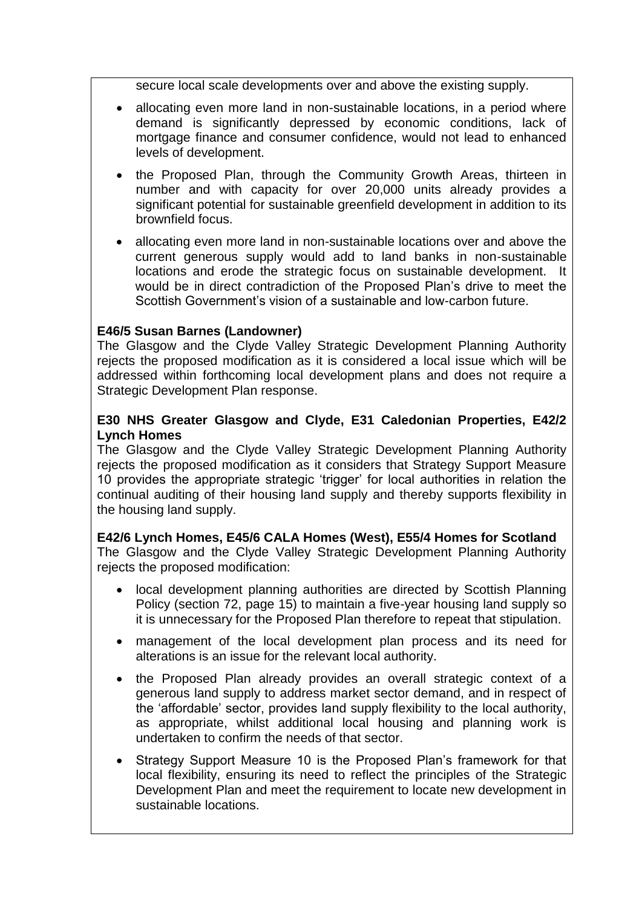secure local scale developments over and above the existing supply.

- allocating even more land in non-sustainable locations, in a period where demand is significantly depressed by economic conditions, lack of mortgage finance and consumer confidence, would not lead to enhanced levels of development.
- the Proposed Plan, through the Community Growth Areas, thirteen in number and with capacity for over 20,000 units already provides a significant potential for sustainable greenfield development in addition to its brownfield focus.
- allocating even more land in non-sustainable locations over and above the current generous supply would add to land banks in non-sustainable locations and erode the strategic focus on sustainable development. It would be in direct contradiction of the Proposed Plan's drive to meet the Scottish Government's vision of a sustainable and low-carbon future.

**E46/5 Susan Barnes (Landowner)**
The Glasgow and the Clyde Valley Strategic Development Planning Authority rejects the proposed modification as it is considered a local issue which will be addressed within forthcoming local development plans and does not require a Strategic Development Plan response.

**E30 NHS Greater Glasgow and Clyde, E31 Caledonian Properties, E42/2 Lynch Homes**
The Glasgow and the Clyde Valley Strategic Development Planning Authority rejects the proposed modification as it considers that Strategy Support Measure 10 provides the appropriate strategic 'trigger' for local authorities in relation the continual auditing of their housing land supply and thereby supports flexibility in the housing land supply.

**E42/6 Lynch Homes, E45/6 CALA Homes (West), E55/4 Homes for Scotland**
The Glasgow and the Clyde Valley Strategic Development Planning Authority rejects the proposed modification:

- local development planning authorities are directed by Scottish Planning Policy (section 72, page 15) to maintain a five-year housing land supply so it is unnecessary for the Proposed Plan therefore to repeat that stipulation.
- management of the local development plan process and its need for alterations is an issue for the relevant local authority.
- the Proposed Plan already provides an overall strategic context of a generous land supply to address market sector demand, and in respect of the 'affordable' sector, provides land supply flexibility to the local authority, as appropriate, whilst additional local housing and planning work is undertaken to confirm the needs of that sector.
- Strategy Support Measure 10 is the Proposed Plan's framework for that local flexibility, ensuring its need to reflect the principles of the Strategic Development Plan and meet the requirement to locate new development in sustainable locations.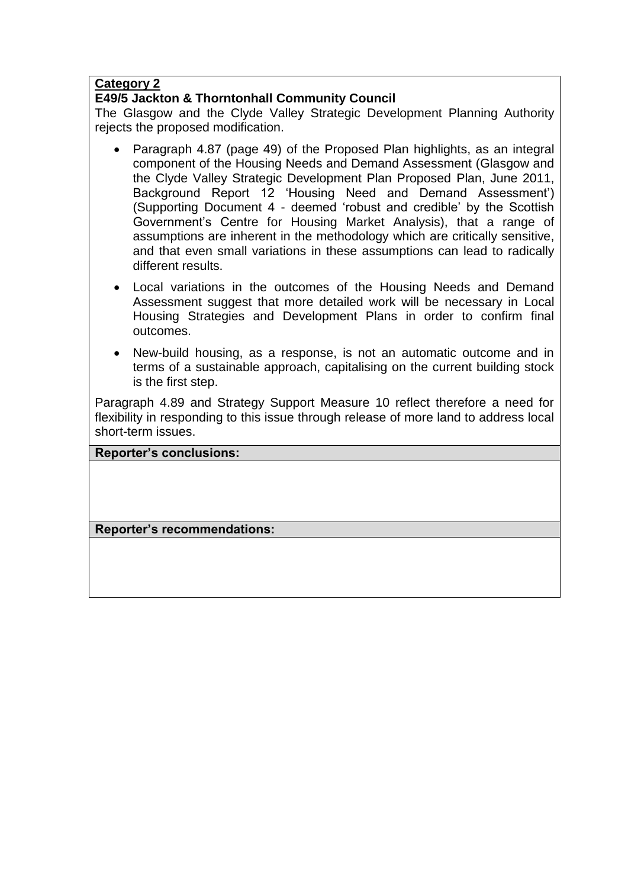**Category 2**

**E49/5 Jackton & Thorntonhall Community Council**

The Glasgow and the Clyde Valley Strategic Development Planning Authority rejects the proposed modification.

- Paragraph 4.87 (page 49) of the Proposed Plan highlights, as an integral component of the Housing Needs and Demand Assessment (Glasgow and the Clyde Valley Strategic Development Plan Proposed Plan, June 2011, Background Report 12 'Housing Need and Demand Assessment') (Supporting Document 4 - deemed 'robust and credible' by the Scottish Government's Centre for Housing Market Analysis), that a range of assumptions are inherent in the methodology which are critically sensitive, and that even small variations in these assumptions can lead to radically different results.
- Local variations in the outcomes of the Housing Needs and Demand Assessment suggest that more detailed work will be necessary in Local Housing Strategies and Development Plans in order to confirm final outcomes.
- New-build housing, as a response, is not an automatic outcome and in terms of a sustainable approach, capitalising on the current building stock is the first step.

Paragraph 4.89 and Strategy Support Measure 10 reflect therefore a need for flexibility in responding to this issue through release of more land to address local short-term issues.

**Reporter's conclusions:**

**Reporter's recommendations:**